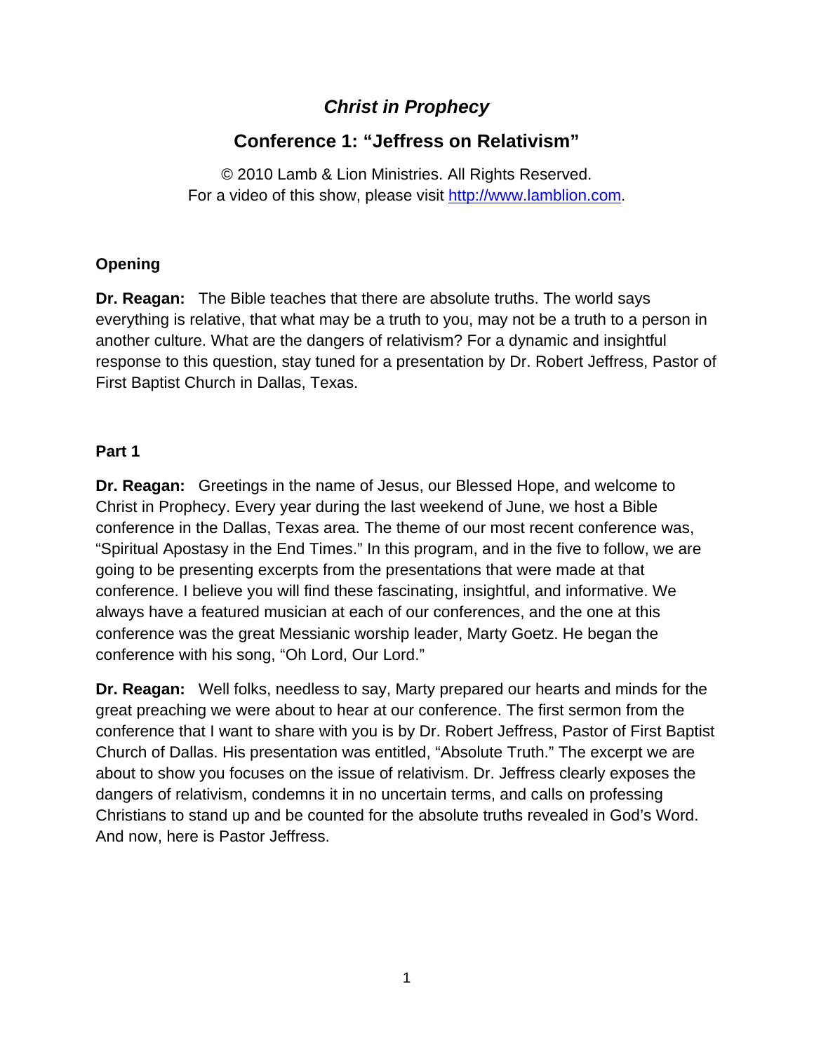# *Christ in Prophecy*

## Conference 1: "Jeffress on Relativism"

© 2010 Lamb & Lion Ministries. All Rights Reserved.
For a video of this show, please visit http://www.lamblion.com.

### Opening

**Dr. Reagan:** The Bible teaches that there are absolute truths. The world says everything is relative, that what may be a truth to you, may not be a truth to a person in another culture. What are the dangers of relativism? For a dynamic and insightful response to this question, stay tuned for a presentation by Dr. Robert Jeffress, Pastor of First Baptist Church in Dallas, Texas.

### Part 1

**Dr. Reagan:** Greetings in the name of Jesus, our Blessed Hope, and welcome to Christ in Prophecy. Every year during the last weekend of June, we host a Bible conference in the Dallas, Texas area. The theme of our most recent conference was, "Spiritual Apostasy in the End Times." In this program, and in the five to follow, we are going to be presenting excerpts from the presentations that were made at that conference. I believe you will find these fascinating, insightful, and informative. We always have a featured musician at each of our conferences, and the one at this conference was the great Messianic worship leader, Marty Goetz. He began the conference with his song, "Oh Lord, Our Lord."

**Dr. Reagan:** Well folks, needless to say, Marty prepared our hearts and minds for the great preaching we were about to hear at our conference. The first sermon from the conference that I want to share with you is by Dr. Robert Jeffress, Pastor of First Baptist Church of Dallas. His presentation was entitled, "Absolute Truth." The excerpt we are about to show you focuses on the issue of relativism. Dr. Jeffress clearly exposes the dangers of relativism, condemns it in no uncertain terms, and calls on professing Christians to stand up and be counted for the absolute truths revealed in God's Word. And now, here is Pastor Jeffress.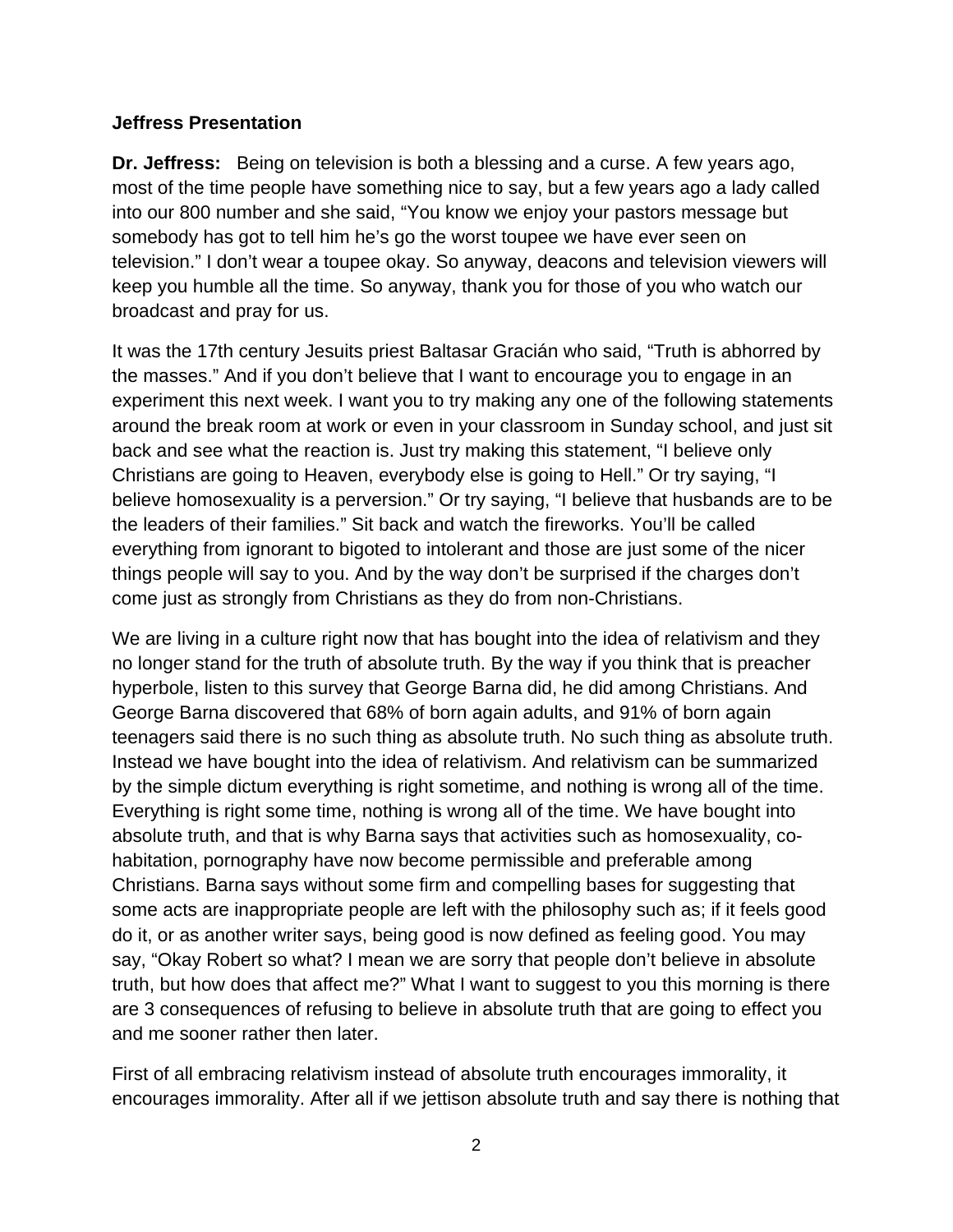**Jeffress Presentation**

**Dr. Jeffress:** Being on television is both a blessing and a curse. A few years ago, most of the time people have something nice to say, but a few years ago a lady called into our 800 number and she said, "You know we enjoy your pastors message but somebody has got to tell him he's go the worst toupee we have ever seen on television." I don't wear a toupee okay. So anyway, deacons and television viewers will keep you humble all the time. So anyway, thank you for those of you who watch our broadcast and pray for us.

It was the 17th century Jesuits priest Baltasar Gracián who said, "Truth is abhorred by the masses." And if you don't believe that I want to encourage you to engage in an experiment this next week. I want you to try making any one of the following statements around the break room at work or even in your classroom in Sunday school, and just sit back and see what the reaction is. Just try making this statement, "I believe only Christians are going to Heaven, everybody else is going to Hell." Or try saying, "I believe homosexuality is a perversion." Or try saying, "I believe that husbands are to be the leaders of their families." Sit back and watch the fireworks. You'll be called everything from ignorant to bigoted to intolerant and those are just some of the nicer things people will say to you. And by the way don't be surprised if the charges don't come just as strongly from Christians as they do from non-Christians.

We are living in a culture right now that has bought into the idea of relativism and they no longer stand for the truth of absolute truth. By the way if you think that is preacher hyperbole, listen to this survey that George Barna did, he did among Christians. And George Barna discovered that 68% of born again adults, and 91% of born again teenagers said there is no such thing as absolute truth. No such thing as absolute truth. Instead we have bought into the idea of relativism. And relativism can be summarized by the simple dictum everything is right sometime, and nothing is wrong all of the time. Everything is right some time, nothing is wrong all of the time. We have bought into absolute truth, and that is why Barna says that activities such as homosexuality, co-habitation, pornography have now become permissible and preferable among Christians. Barna says without some firm and compelling bases for suggesting that some acts are inappropriate people are left with the philosophy such as; if it feels good do it, or as another writer says, being good is now defined as feeling good. You may say, "Okay Robert so what? I mean we are sorry that people don't believe in absolute truth, but how does that affect me?" What I want to suggest to you this morning is there are 3 consequences of refusing to believe in absolute truth that are going to effect you and me sooner rather then later.

First of all embracing relativism instead of absolute truth encourages immorality, it encourages immorality. After all if we jettison absolute truth and say there is nothing that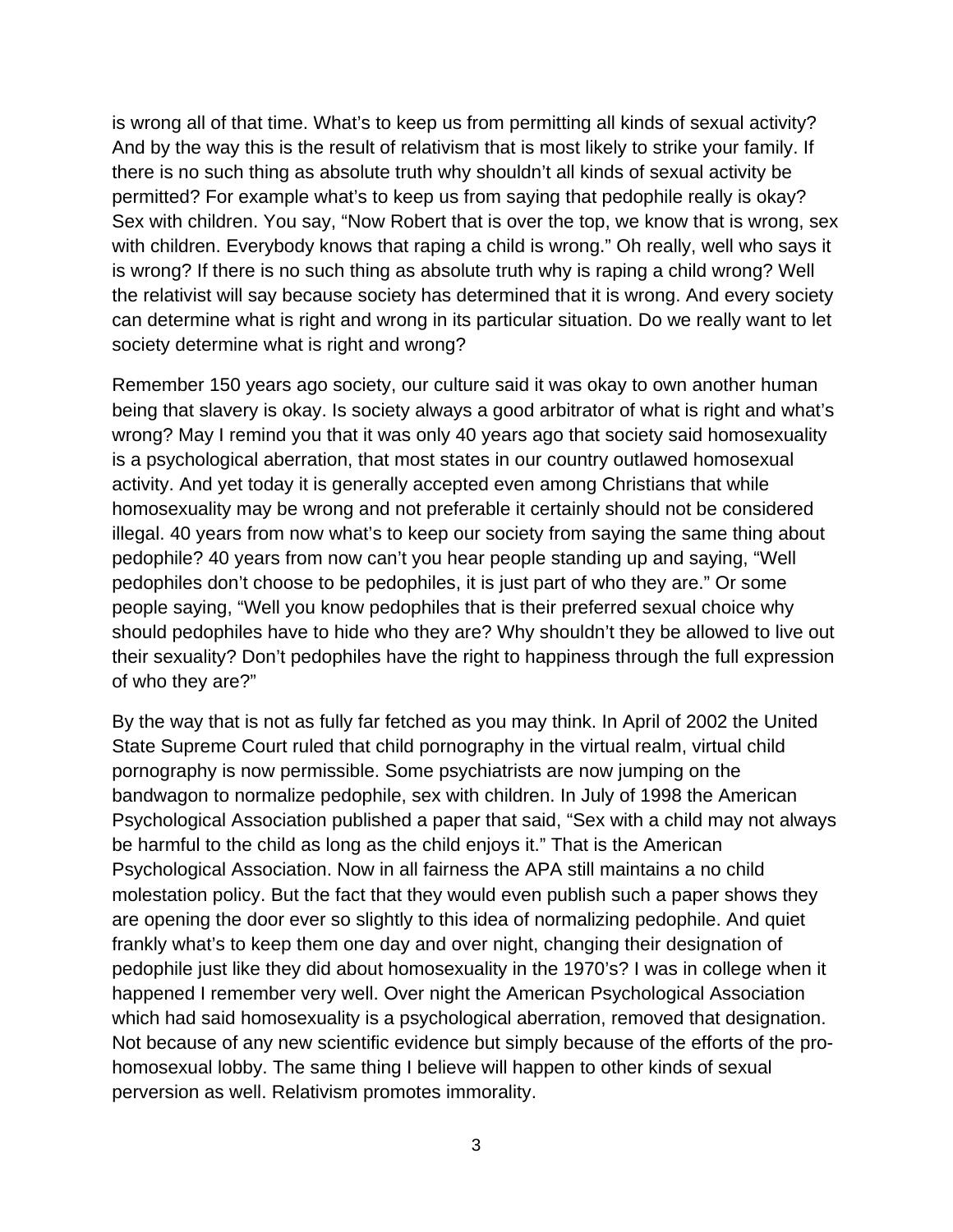is wrong all of that time. What's to keep us from permitting all kinds of sexual activity? And by the way this is the result of relativism that is most likely to strike your family. If there is no such thing as absolute truth why shouldn't all kinds of sexual activity be permitted? For example what's to keep us from saying that pedophile really is okay? Sex with children. You say, "Now Robert that is over the top, we know that is wrong, sex with children. Everybody knows that raping a child is wrong." Oh really, well who says it is wrong? If there is no such thing as absolute truth why is raping a child wrong? Well the relativist will say because society has determined that it is wrong. And every society can determine what is right and wrong in its particular situation. Do we really want to let society determine what is right and wrong?

Remember 150 years ago society, our culture said it was okay to own another human being that slavery is okay. Is society always a good arbitrator of what is right and what's wrong? May I remind you that it was only 40 years ago that society said homosexuality is a psychological aberration, that most states in our country outlawed homosexual activity. And yet today it is generally accepted even among Christians that while homosexuality may be wrong and not preferable it certainly should not be considered illegal. 40 years from now what's to keep our society from saying the same thing about pedophile? 40 years from now can't you hear people standing up and saying, "Well pedophiles don't choose to be pedophiles, it is just part of who they are." Or some people saying, "Well you know pedophiles that is their preferred sexual choice why should pedophiles have to hide who they are? Why shouldn't they be allowed to live out their sexuality? Don't pedophiles have the right to happiness through the full expression of who they are?"

By the way that is not as fully far fetched as you may think. In April of 2002 the United State Supreme Court ruled that child pornography in the virtual realm, virtual child pornography is now permissible. Some psychiatrists are now jumping on the bandwagon to normalize pedophile, sex with children. In July of 1998 the American Psychological Association published a paper that said, "Sex with a child may not always be harmful to the child as long as the child enjoys it." That is the American Psychological Association. Now in all fairness the APA still maintains a no child molestation policy. But the fact that they would even publish such a paper shows they are opening the door ever so slightly to this idea of normalizing pedophile. And quiet frankly what's to keep them one day and over night, changing their designation of pedophile just like they did about homosexuality in the 1970's? I was in college when it happened I remember very well. Over night the American Psychological Association which had said homosexuality is a psychological aberration, removed that designation. Not because of any new scientific evidence but simply because of the efforts of the pro-homosexual lobby. The same thing I believe will happen to other kinds of sexual perversion as well. Relativism promotes immorality.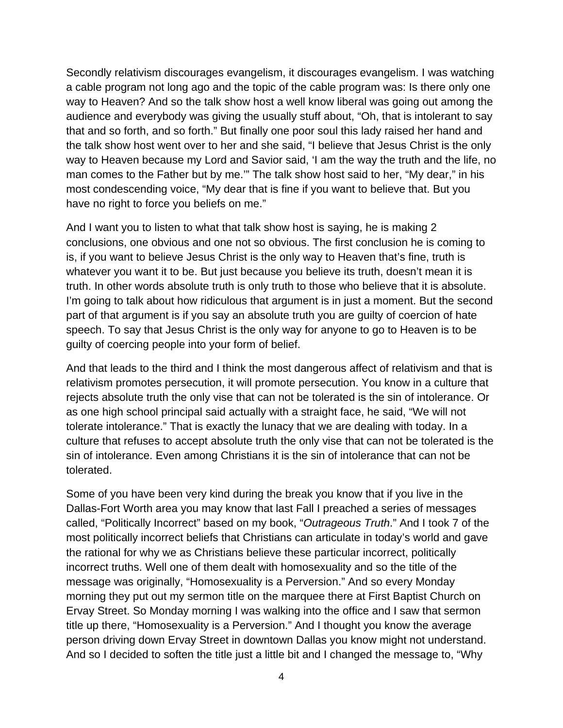Secondly relativism discourages evangelism, it discourages evangelism. I was watching a cable program not long ago and the topic of the cable program was: Is there only one way to Heaven? And so the talk show host a well know liberal was going out among the audience and everybody was giving the usually stuff about, "Oh, that is intolerant to say that and so forth, and so forth." But finally one poor soul this lady raised her hand and the talk show host went over to her and she said, "I believe that Jesus Christ is the only way to Heaven because my Lord and Savior said, 'I am the way the truth and the life, no man comes to the Father but by me.'" The talk show host said to her, "My dear," in his most condescending voice, "My dear that is fine if you want to believe that. But you have no right to force you beliefs on me."

And I want you to listen to what that talk show host is saying, he is making 2 conclusions, one obvious and one not so obvious. The first conclusion he is coming to is, if you want to believe Jesus Christ is the only way to Heaven that's fine, truth is whatever you want it to be. But just because you believe its truth, doesn't mean it is truth. In other words absolute truth is only truth to those who believe that it is absolute. I'm going to talk about how ridiculous that argument is in just a moment. But the second part of that argument is if you say an absolute truth you are guilty of coercion of hate speech. To say that Jesus Christ is the only way for anyone to go to Heaven is to be guilty of coercing people into your form of belief.

And that leads to the third and I think the most dangerous affect of relativism and that is relativism promotes persecution, it will promote persecution. You know in a culture that rejects absolute truth the only vise that can not be tolerated is the sin of intolerance. Or as one high school principal said actually with a straight face, he said, "We will not tolerate intolerance." That is exactly the lunacy that we are dealing with today. In a culture that refuses to accept absolute truth the only vise that can not be tolerated is the sin of intolerance. Even among Christians it is the sin of intolerance that can not be tolerated.

Some of you have been very kind during the break you know that if you live in the Dallas-Fort Worth area you may know that last Fall I preached a series of messages called, "Politically Incorrect" based on my book, "*Outrageous Truth*." And I took 7 of the most politically incorrect beliefs that Christians can articulate in today's world and gave the rational for why we as Christians believe these particular incorrect, politically incorrect truths. Well one of them dealt with homosexuality and so the title of the message was originally, "Homosexuality is a Perversion." And so every Monday morning they put out my sermon title on the marquee there at First Baptist Church on Ervay Street. So Monday morning I was walking into the office and I saw that sermon title up there, "Homosexuality is a Perversion." And I thought you know the average person driving down Ervay Street in downtown Dallas you know might not understand. And so I decided to soften the title just a little bit and I changed the message to, "Why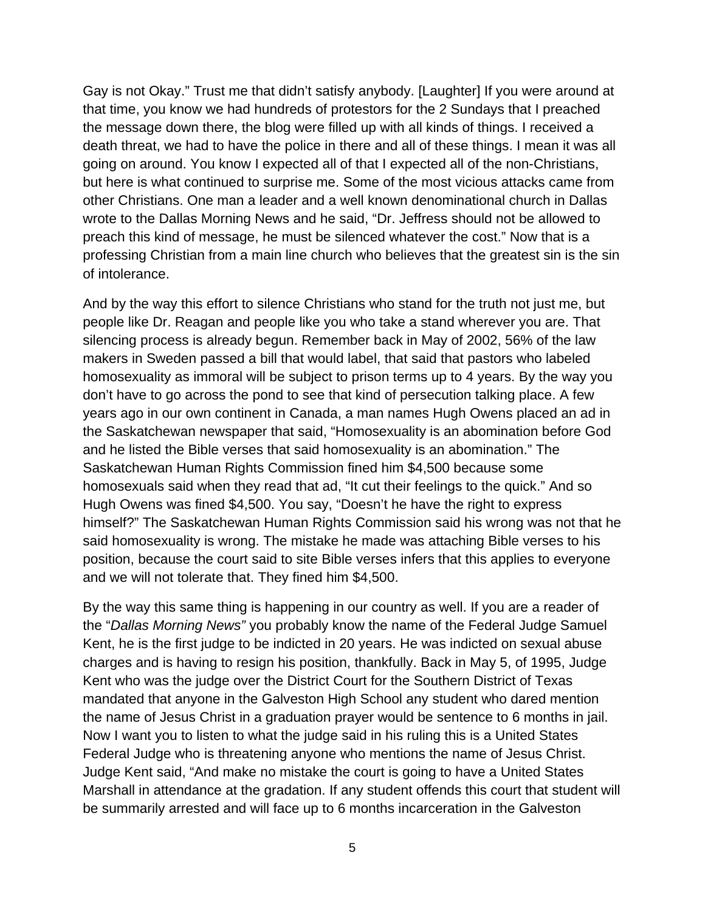Gay is not Okay." Trust me that didn't satisfy anybody. [Laughter] If you were around at that time, you know we had hundreds of protestors for the 2 Sundays that I preached the message down there, the blog were filled up with all kinds of things. I received a death threat, we had to have the police in there and all of these things. I mean it was all going on around. You know I expected all of that I expected all of the non-Christians, but here is what continued to surprise me. Some of the most vicious attacks came from other Christians. One man a leader and a well known denominational church in Dallas wrote to the Dallas Morning News and he said, "Dr. Jeffress should not be allowed to preach this kind of message, he must be silenced whatever the cost." Now that is a professing Christian from a main line church who believes that the greatest sin is the sin of intolerance.

And by the way this effort to silence Christians who stand for the truth not just me, but people like Dr. Reagan and people like you who take a stand wherever you are. That silencing process is already begun. Remember back in May of 2002, 56% of the law makers in Sweden passed a bill that would label, that said that pastors who labeled homosexuality as immoral will be subject to prison terms up to 4 years. By the way you don't have to go across the pond to see that kind of persecution talking place. A few years ago in our own continent in Canada, a man names Hugh Owens placed an ad in the Saskatchewan newspaper that said, "Homosexuality is an abomination before God and he listed the Bible verses that said homosexuality is an abomination." The Saskatchewan Human Rights Commission fined him $4,500 because some homosexuals said when they read that ad, "It cut their feelings to the quick." And so Hugh Owens was fined $4,500. You say, "Doesn't he have the right to express himself?" The Saskatchewan Human Rights Commission said his wrong was not that he said homosexuality is wrong. The mistake he made was attaching Bible verses to his position, because the court said to site Bible verses infers that this applies to everyone and we will not tolerate that. They fined him $4,500.

By the way this same thing is happening in our country as well. If you are a reader of the "*Dallas Morning News"* you probably know the name of the Federal Judge Samuel Kent, he is the first judge to be indicted in 20 years. He was indicted on sexual abuse charges and is having to resign his position, thankfully. Back in May 5, of 1995, Judge Kent who was the judge over the District Court for the Southern District of Texas mandated that anyone in the Galveston High School any student who dared mention the name of Jesus Christ in a graduation prayer would be sentence to 6 months in jail. Now I want you to listen to what the judge said in his ruling this is a United States Federal Judge who is threatening anyone who mentions the name of Jesus Christ. Judge Kent said, "And make no mistake the court is going to have a United States Marshall in attendance at the gradation. If any student offends this court that student will be summarily arrested and will face up to 6 months incarceration in the Galveston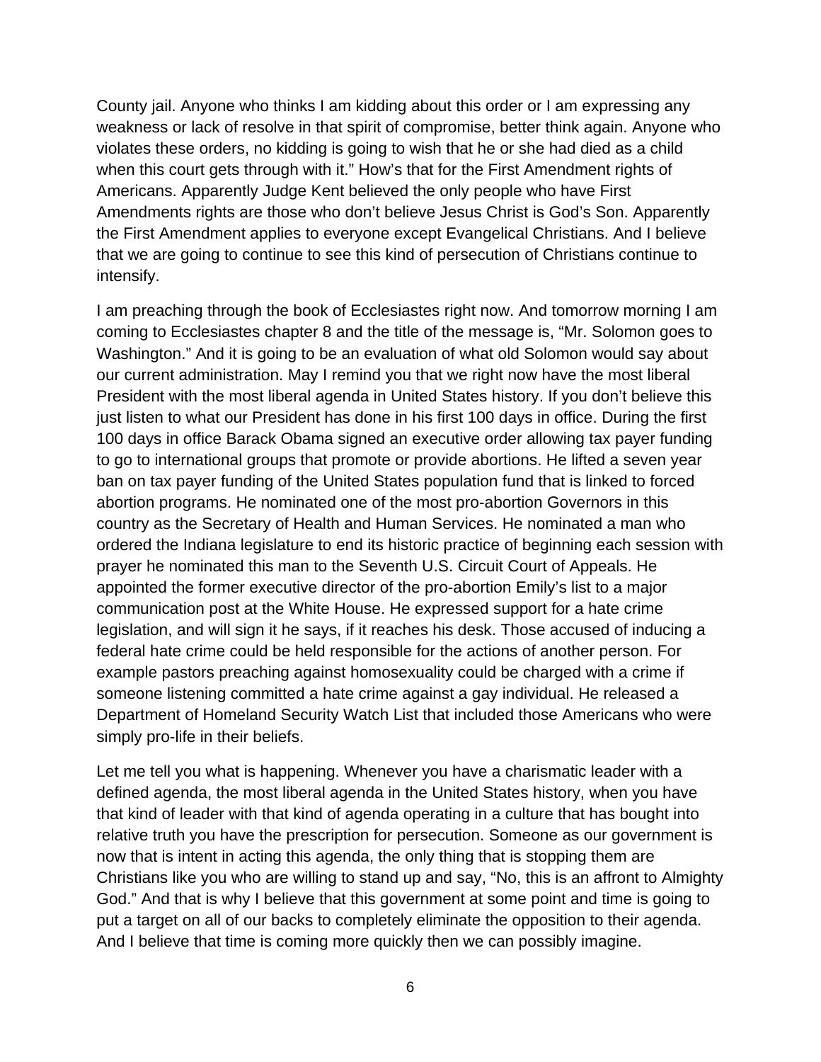County jail. Anyone who thinks I am kidding about this order or I am expressing any weakness or lack of resolve in that spirit of compromise, better think again. Anyone who violates these orders, no kidding is going to wish that he or she had died as a child when this court gets through with it." How's that for the First Amendment rights of Americans. Apparently Judge Kent believed the only people who have First Amendments rights are those who don't believe Jesus Christ is God's Son. Apparently the First Amendment applies to everyone except Evangelical Christians. And I believe that we are going to continue to see this kind of persecution of Christians continue to intensify.

I am preaching through the book of Ecclesiastes right now. And tomorrow morning I am coming to Ecclesiastes chapter 8 and the title of the message is, "Mr. Solomon goes to Washington." And it is going to be an evaluation of what old Solomon would say about our current administration. May I remind you that we right now have the most liberal President with the most liberal agenda in United States history. If you don't believe this just listen to what our President has done in his first 100 days in office. During the first 100 days in office Barack Obama signed an executive order allowing tax payer funding to go to international groups that promote or provide abortions. He lifted a seven year ban on tax payer funding of the United States population fund that is linked to forced abortion programs. He nominated one of the most pro-abortion Governors in this country as the Secretary of Health and Human Services. He nominated a man who ordered the Indiana legislature to end its historic practice of beginning each session with prayer he nominated this man to the Seventh U.S. Circuit Court of Appeals. He appointed the former executive director of the pro-abortion Emily's list to a major communication post at the White House. He expressed support for a hate crime legislation, and will sign it he says, if it reaches his desk. Those accused of inducing a federal hate crime could be held responsible for the actions of another person. For example pastors preaching against homosexuality could be charged with a crime if someone listening committed a hate crime against a gay individual. He released a Department of Homeland Security Watch List that included those Americans who were simply pro-life in their beliefs.

Let me tell you what is happening. Whenever you have a charismatic leader with a defined agenda, the most liberal agenda in the United States history, when you have that kind of leader with that kind of agenda operating in a culture that has bought into relative truth you have the prescription for persecution. Someone as our government is now that is intent in acting this agenda, the only thing that is stopping them are Christians like you who are willing to stand up and say, "No, this is an affront to Almighty God." And that is why I believe that this government at some point and time is going to put a target on all of our backs to completely eliminate the opposition to their agenda. And I believe that time is coming more quickly then we can possibly imagine.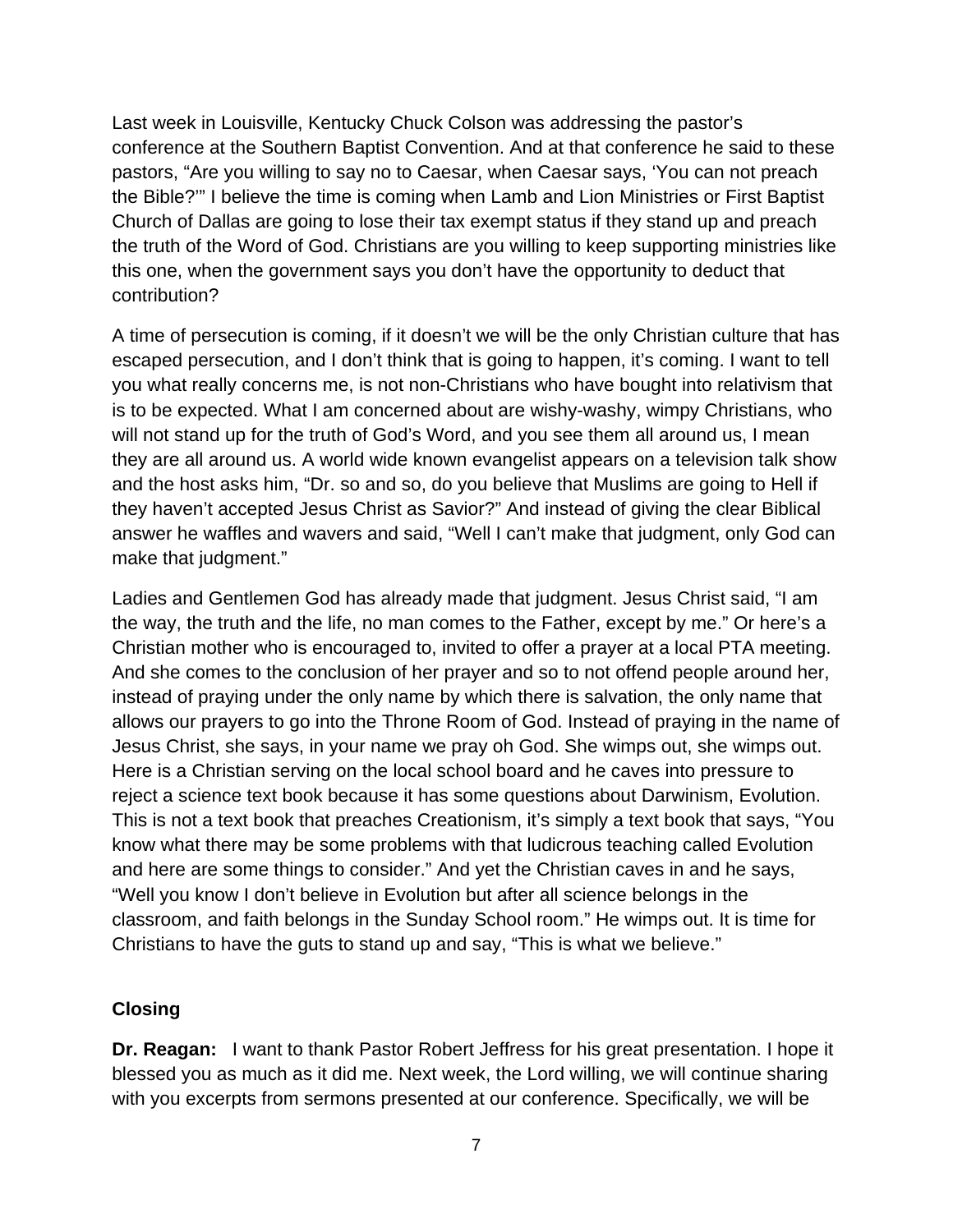Last week in Louisville, Kentucky Chuck Colson was addressing the pastor's conference at the Southern Baptist Convention. And at that conference he said to these pastors, "Are you willing to say no to Caesar, when Caesar says, 'You can not preach the Bible?'" I believe the time is coming when Lamb and Lion Ministries or First Baptist Church of Dallas are going to lose their tax exempt status if they stand up and preach the truth of the Word of God. Christians are you willing to keep supporting ministries like this one, when the government says you don't have the opportunity to deduct that contribution?

A time of persecution is coming, if it doesn't we will be the only Christian culture that has escaped persecution, and I don't think that is going to happen, it's coming. I want to tell you what really concerns me, is not non-Christians who have bought into relativism that is to be expected. What I am concerned about are wishy-washy, wimpy Christians, who will not stand up for the truth of God's Word, and you see them all around us, I mean they are all around us. A world wide known evangelist appears on a television talk show and the host asks him, "Dr. so and so, do you believe that Muslims are going to Hell if they haven't accepted Jesus Christ as Savior?" And instead of giving the clear Biblical answer he waffles and wavers and said, "Well I can't make that judgment, only God can make that judgment."

Ladies and Gentlemen God has already made that judgment. Jesus Christ said, "I am the way, the truth and the life, no man comes to the Father, except by me." Or here's a Christian mother who is encouraged to, invited to offer a prayer at a local PTA meeting. And she comes to the conclusion of her prayer and so to not offend people around her, instead of praying under the only name by which there is salvation, the only name that allows our prayers to go into the Throne Room of God. Instead of praying in the name of Jesus Christ, she says, in your name we pray oh God. She wimps out, she wimps out. Here is a Christian serving on the local school board and he caves into pressure to reject a science text book because it has some questions about Darwinism, Evolution. This is not a text book that preaches Creationism, it's simply a text book that says, "You know what there may be some problems with that ludicrous teaching called Evolution and here are some things to consider." And yet the Christian caves in and he says, "Well you know I don't believe in Evolution but after all science belongs in the classroom, and faith belongs in the Sunday School room." He wimps out. It is time for Christians to have the guts to stand up and say, "This is what we believe."

## Closing

**Dr. Reagan:** I want to thank Pastor Robert Jeffress for his great presentation. I hope it blessed you as much as it did me. Next week, the Lord willing, we will continue sharing with you excerpts from sermons presented at our conference. Specifically, we will be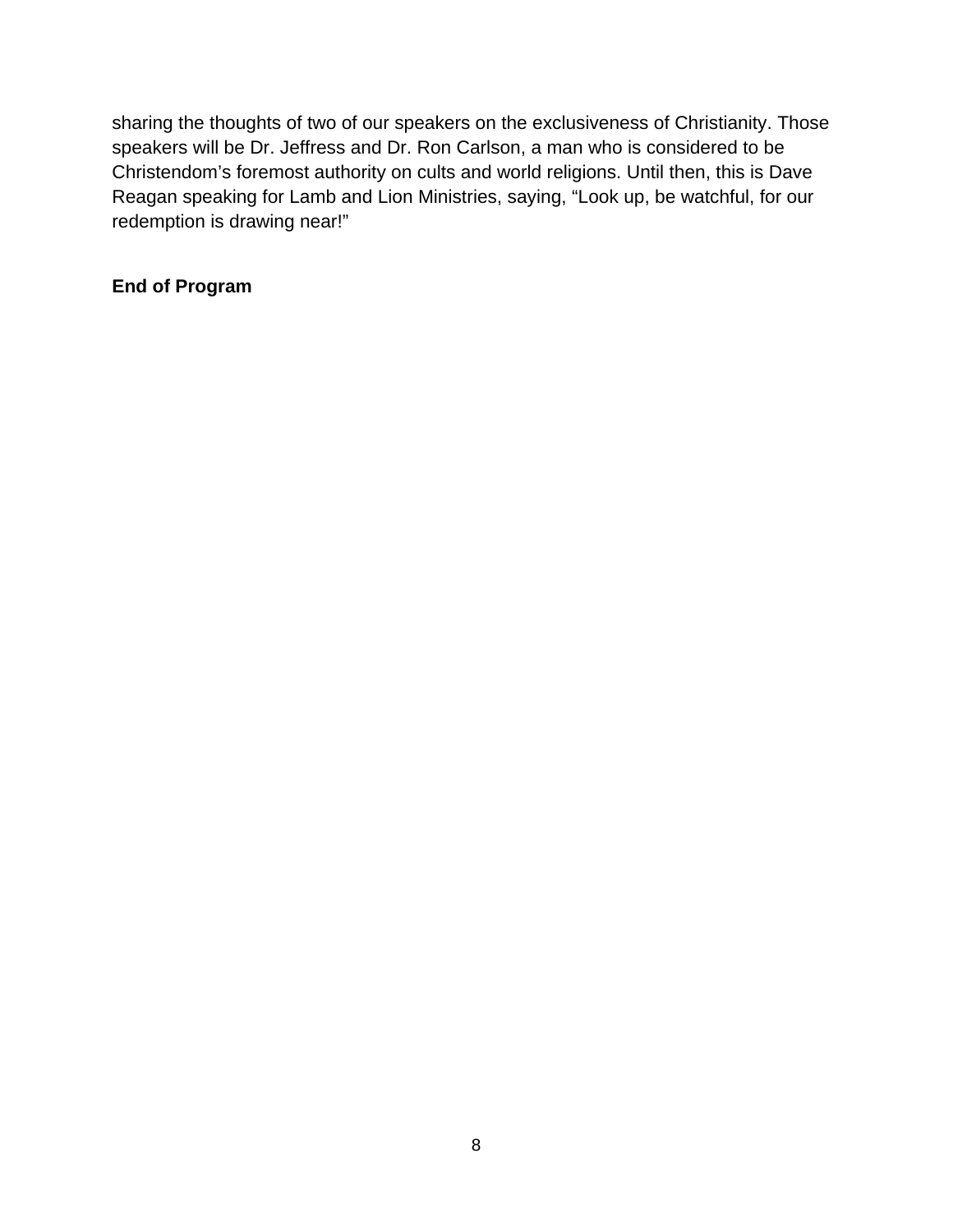sharing the thoughts of two of our speakers on the exclusiveness of Christianity. Those speakers will be Dr. Jeffress and Dr. Ron Carlson, a man who is considered to be Christendom's foremost authority on cults and world religions. Until then, this is Dave Reagan speaking for Lamb and Lion Ministries, saying, "Look up, be watchful, for our redemption is drawing near!"

**End of Program**